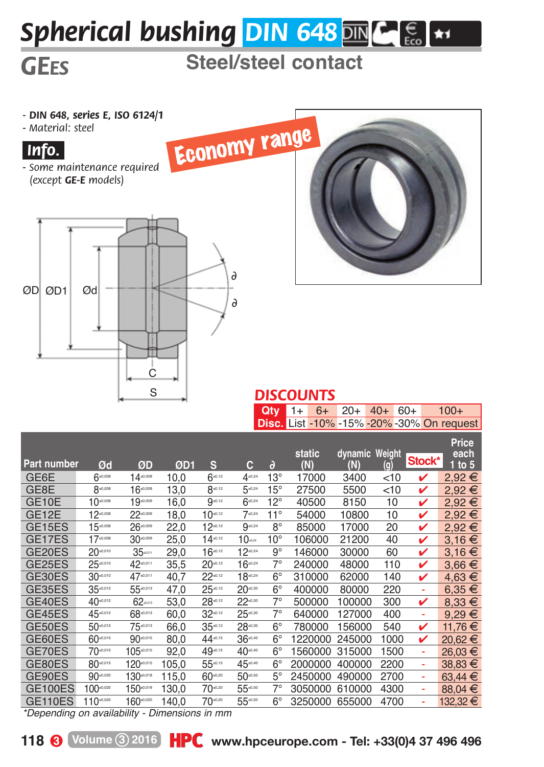# Spherical bushing DIN 648

## GEES

## Steel/steel contact

- DIN 648, series E, ISO 6124/1
- Material: steel

**Info.**

- Some maintenance required (except **GE-E** models)

Economy range

ØD ØD1 Ød

C

S

∂

∂

## DISCOUNTS

| Qty | 1+ | 6+ | 20+ | 40+ | 60+ | 100+ |
|---|---|---|---|---|---|---|
| Disc. | List | -10% | -15% | -20% | -30% | On request |

| Part number | Ød | ØD | ØD1 | S | C | ∂ | static (N) | dynamic (N) | Weight (g) | Stock* | Price each 1 to 5 |
|---|---|---|---|---|---|---|---|---|---|---|---|
| GE6E | $6^{\pm0,008}$ | $14^{\pm0,008}$ | 10,0 | $6^{\pm0,12}$ | $4^{\pm0,24}$ | 13° | 17000 | 3400 | <10 | ✔ | 2,92 € |
| GE8E | $8^{\pm0,008}$ | $16^{\pm0,008}$ | 13,0 | $8^{\pm0,12}$ | $5^{\pm0,24}$ | 15° | 27500 | 5500 | <10 | ✔ | 2,92 € |
| GE10E | $10^{\pm0,008}$ | $19^{\pm0,009}$ | 16,0 | $9^{\pm0,12}$ | $6^{\pm0,24}$ | 12° | 40500 | 8150 | 10 | ✔ | 2,92 € |
| GE12E | $12^{\pm0,008}$ | $22^{\pm0,009}$ | 18,0 | $10^{\pm0,12}$ | $7^{\pm0,24}$ | 11° | 54000 | 10800 | 10 | ✔ | 2,92 € |
| GE15ES | $15^{\pm0,008}$ | $26^{\pm0,009}$ | 22,0 | $12^{\pm0,12}$ | $9^{\pm0,24}$ | 8° | 85000 | 17000 | 20 | ✔ | 2,92 € |
| GE17ES | $17^{\pm0,008}$ | $30^{\pm0,009}$ | 25,0 | $14^{\pm0,12}$ | $10^{\pm0,24}$ | 10° | 106000 | 21200 | 40 | ✔ | 3,16 € |
| GE20ES | $20^{\pm0,010}$ | $35^{\pm0,011}$ | 29,0 | $16^{\pm0,12}$ | $12^{\pm0,24}$ | 9° | 146000 | 30000 | 60 | ✔ | 3,16 € |
| GE25ES | $25^{\pm0,010}$ | $42^{\pm0,011}$ | 35,5 | $20^{\pm0,12}$ | $16^{\pm0,24}$ | 7° | 240000 | 48000 | 110 | ✔ | 3,66 € |
| GE30ES | $30^{\pm0,010}$ | $47^{\pm0,011}$ | 40,7 | $22^{\pm0,12}$ | $18^{\pm0,24}$ | 6° | 310000 | 62000 | 140 | ✔ | 4,63 € |
| GE35ES | $35^{\pm0,012}$ | $55^{\pm0,013}$ | 47,0 | $25^{\pm0,12}$ | $20^{\pm0,30}$ | 6° | 400000 | 80000 | 220 | - | 6,35 € |
| GE40ES | $40^{\pm0,012}$ | $62^{\pm0,013}$ | 53,0 | $28^{\pm0,12}$ | $22^{\pm0,30}$ | 7° | 500000 | 100000 | 300 | ✔ | 8,33 € |
| GE45ES | $45^{\pm0,012}$ | $68^{\pm0,013}$ | 60,0 | $32^{\pm0,12}$ | $25^{\pm0,30}$ | 7° | 640000 | 127000 | 400 | - | 9,29 € |
| GE50ES | $50^{\pm0,012}$ | $75^{\pm0,013}$ | 66,0 | $35^{\pm0,12}$ | $28^{\pm0,30}$ | 6° | 780000 | 156000 | 540 | ✔ | 11,76 € |
| GE60ES | $60^{\pm0,015}$ | $90^{\pm0,015}$ | 80,0 | $44^{\pm0,15}$ | $36^{\pm0,40}$ | 6° | 1220000 | 245000 | 1000 | ✔ | 20,62 € |
| GE70ES | $70^{\pm0,015}$ | $105^{\pm0,015}$ | 92,0 | $49^{\pm0,15}$ | $40^{\pm0,40}$ | 6° | 1560000 | 315000 | 1500 | - | 26,03 € |
| GE80ES | $80^{\pm0,015}$ | $120^{\pm0,015}$ | 105,0 | $55^{\pm0,15}$ | $45^{\pm0,40}$ | 6° | 2000000 | 400000 | 2200 | - | 38,83 € |
| GE90ES | $90^{\pm0,020}$ | $130^{\pm0,018}$ | 115,0 | $60^{\pm0,20}$ | $50^{\pm0,50}$ | 5° | 2450000 | 490000 | 2700 | - | 63,44 € |
| GE100ES | $100^{\pm0,020}$ | $150^{\pm0,018}$ | 130,0 | $70^{\pm0,20}$ | $55^{\pm0,50}$ | 7° | 3050000 | 610000 | 4300 | - | 88,04 € |
| GE110ES | $110^{\pm0,020}$ | $160^{\pm0,025}$ | 140,0 | $70^{\pm0,20}$ | $55^{\pm0,50}$ | 6° | 3250000 | 655000 | 4700 | - | 132,32 € |

*Depending on availability - Dimensions in mm

www.hpceurope.com - Tel: +33(0)4 37 496 496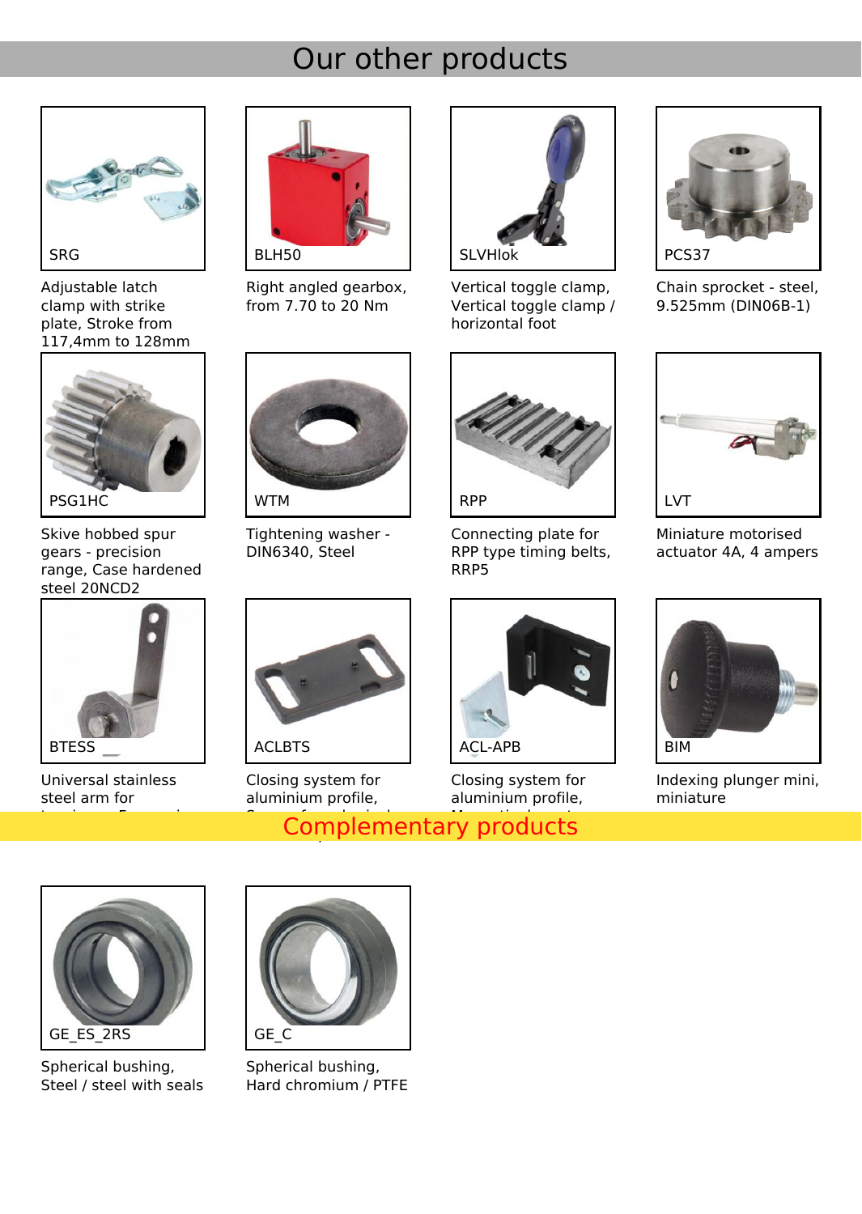# Our other products

SRG

Adjustable latch clamp with strike plate, Stroke from 117,4mm to 128mm

BLH50

Right angled gearbox, from 7.70 to 20 Nm

SLVHlok

Vertical toggle clamp, Vertical toggle clamp / horizontal foot

PCS37

Chain sprocket - steel, 9.525mm (DIN06B-1)

PSG1HC

Skive hobbed spur gears - precision range, Case hardened steel 20NCD2

WTM

Tightening washer - DIN6340, Steel

RPP

Connecting plate for RPP type timing belts, RRP5

LVT

Miniature motorised actuator 4A, 4 ampers

BTESS

Universal stainless steel arm for

ACLBTS

Closing system for aluminium profile,

ACL-APB

Closing system for aluminium profile,

BIM

Indexing plunger mini, miniature

# Complementary products

GE_ES_2RS

Spherical bushing, Steel / steel with seals

GE_C

Spherical bushing, Hard chromium / PTFE